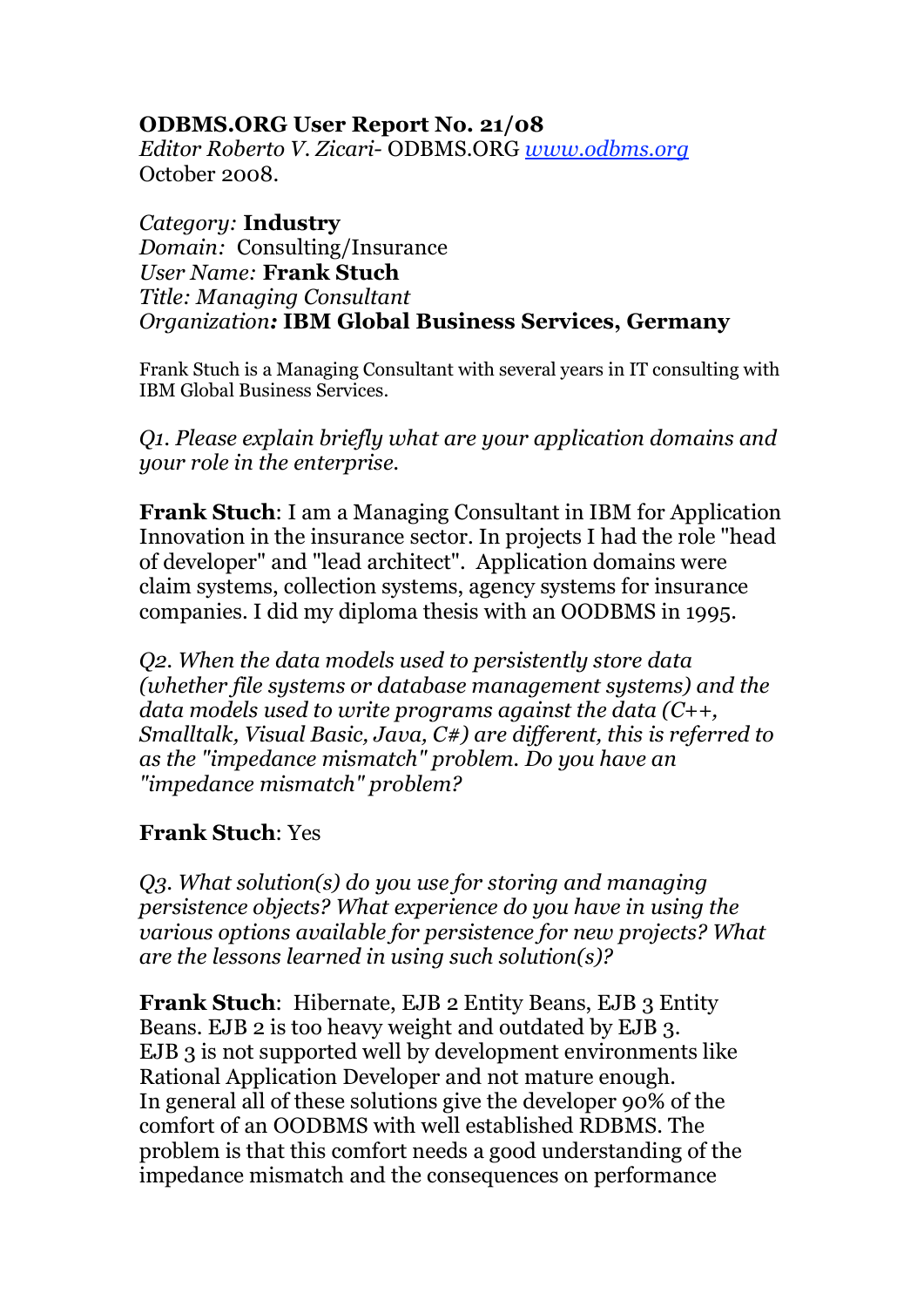**ODBMS.ORG User Report No. 21/08**
*Editor Roberto V. Zicari*- ODBMS.ORG [www.odbms.org](http://www.odbms.org)
October 2008.

*Category:* **Industry**
*Domain:* Consulting/Insurance
*User Name:* **Frank Stuch**
*Title: Managing Consultant*
*Organization:* **IBM Global Business Services, Germany**

Frank Stuch is a Managing Consultant with several years in IT consulting with IBM Global Business Services.

*Q1. Please explain briefly what are your application domains and your role in the enterprise.*

**Frank Stuch**: I am a Managing Consultant in IBM for Application Innovation in the insurance sector. In projects I had the role "head of developer" and "lead architect". Application domains were claim systems, collection systems, agency systems for insurance companies. I did my diploma thesis with an OODBMS in 1995.

*Q2. When the data models used to persistently store data (whether file systems or database management systems) and the data models used to write programs against the data (C++, Smalltalk, Visual Basic, Java, C#) are different, this is referred to as the "impedance mismatch" problem. Do you have an "impedance mismatch" problem?*

**Frank Stuch**: Yes

*Q3. What solution(s) do you use for storing and managing persistence objects? What experience do you have in using the various options available for persistence for new projects? What are the lessons learned in using such solution(s)?*

**Frank Stuch**: Hibernate, EJB 2 Entity Beans, EJB 3 Entity Beans. EJB 2 is too heavy weight and outdated by EJB 3. EJB 3 is not supported well by development environments like Rational Application Developer and not mature enough. In general all of these solutions give the developer 90% of the comfort of an OODBMS with well established RDBMS. The problem is that this comfort needs a good understanding of the impedance mismatch and the consequences on performance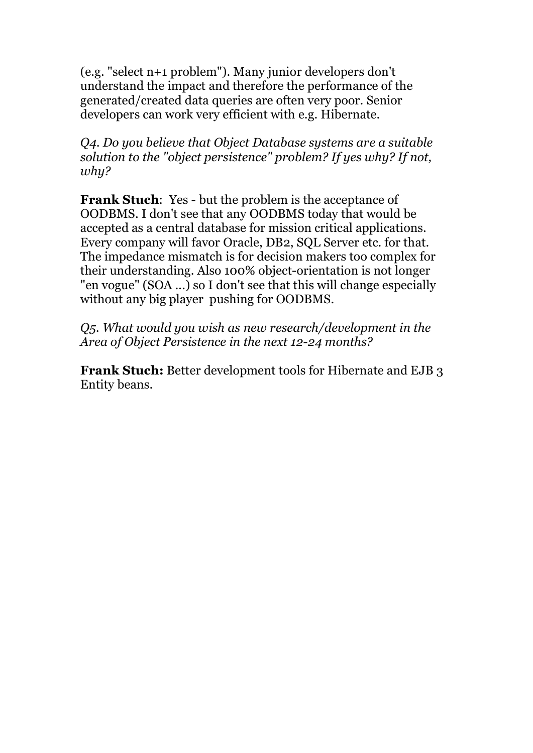(e.g. "select n+1 problem"). Many junior developers don't understand the impact and therefore the performance of the generated/created data queries are often very poor. Senior developers can work very efficient with e.g. Hibernate.

*Q4. Do you believe that Object Database systems are a suitable solution to the "object persistence" problem? If yes why? If not, why?*

**Frank Stuch**: Yes - but the problem is the acceptance of OODBMS. I don't see that any OODBMS today that would be accepted as a central database for mission critical applications. Every company will favor Oracle, DB2, SQL Server etc. for that. The impedance mismatch is for decision makers too complex for their understanding. Also 100% object-orientation is not longer "en vogue" (SOA ...) so I don't see that this will change especially without any big player pushing for OODBMS.

*Q5. What would you wish as new research/development in the Area of Object Persistence in the next 12-24 months?*

**Frank Stuch:** Better development tools for Hibernate and EJB 3 Entity beans.